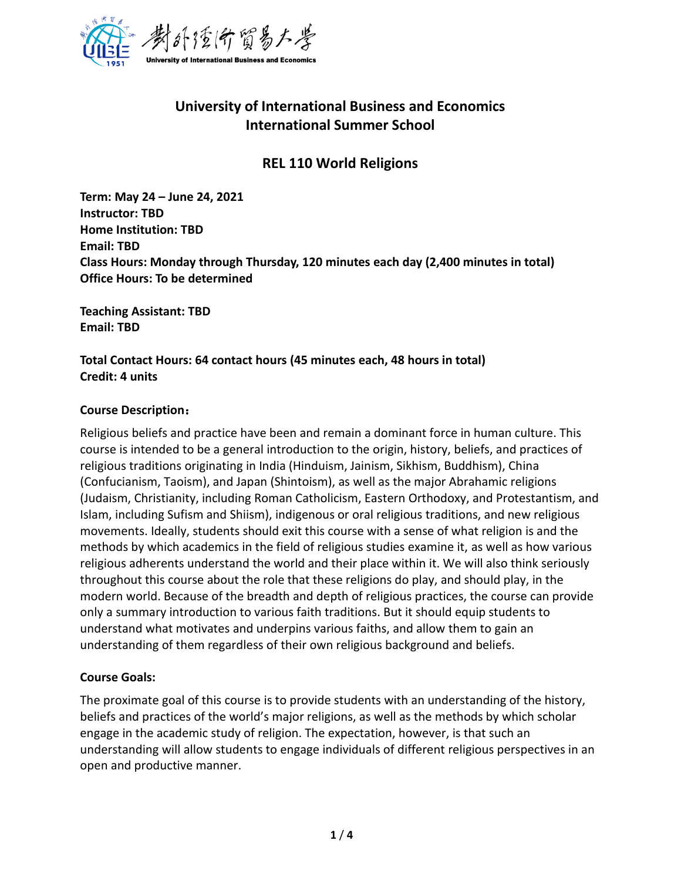# University of International Business and Economics
# International Summer School

## REL 110 World Religions

**Term: May 24 – June 24, 2021**
**Instructor: TBD**
**Home Institution: TBD**
**Email: TBD**
**Class Hours: Monday through Thursday, 120 minutes each day (2,400 minutes in total)**
**Office Hours: To be determined**

**Teaching Assistant: TBD**
**Email: TBD**

**Total Contact Hours: 64 contact hours (45 minutes each, 48 hours in total)**
**Credit: 4 units**

**Course Description：**

Religious beliefs and practice have been and remain a dominant force in human culture. This course is intended to be a general introduction to the origin, history, beliefs, and practices of religious traditions originating in India (Hinduism, Jainism, Sikhism, Buddhism), China (Confucianism, Taoism), and Japan (Shintoism), as well as the major Abrahamic religions (Judaism, Christianity, including Roman Catholicism, Eastern Orthodoxy, and Protestantism, and Islam, including Sufism and Shiism), indigenous or oral religious traditions, and new religious movements. Ideally, students should exit this course with a sense of what religion is and the methods by which academics in the field of religious studies examine it, as well as how various religious adherents understand the world and their place within it. We will also think seriously throughout this course about the role that these religions do play, and should play, in the modern world. Because of the breadth and depth of religious practices, the course can provide only a summary introduction to various faith traditions. But it should equip students to understand what motivates and underpins various faiths, and allow them to gain an understanding of them regardless of their own religious background and beliefs.

**Course Goals:**

The proximate goal of this course is to provide students with an understanding of the history, beliefs and practices of the world's major religions, as well as the methods by which scholar engage in the academic study of religion. The expectation, however, is that such an understanding will allow students to engage individuals of different religious perspectives in an open and productive manner.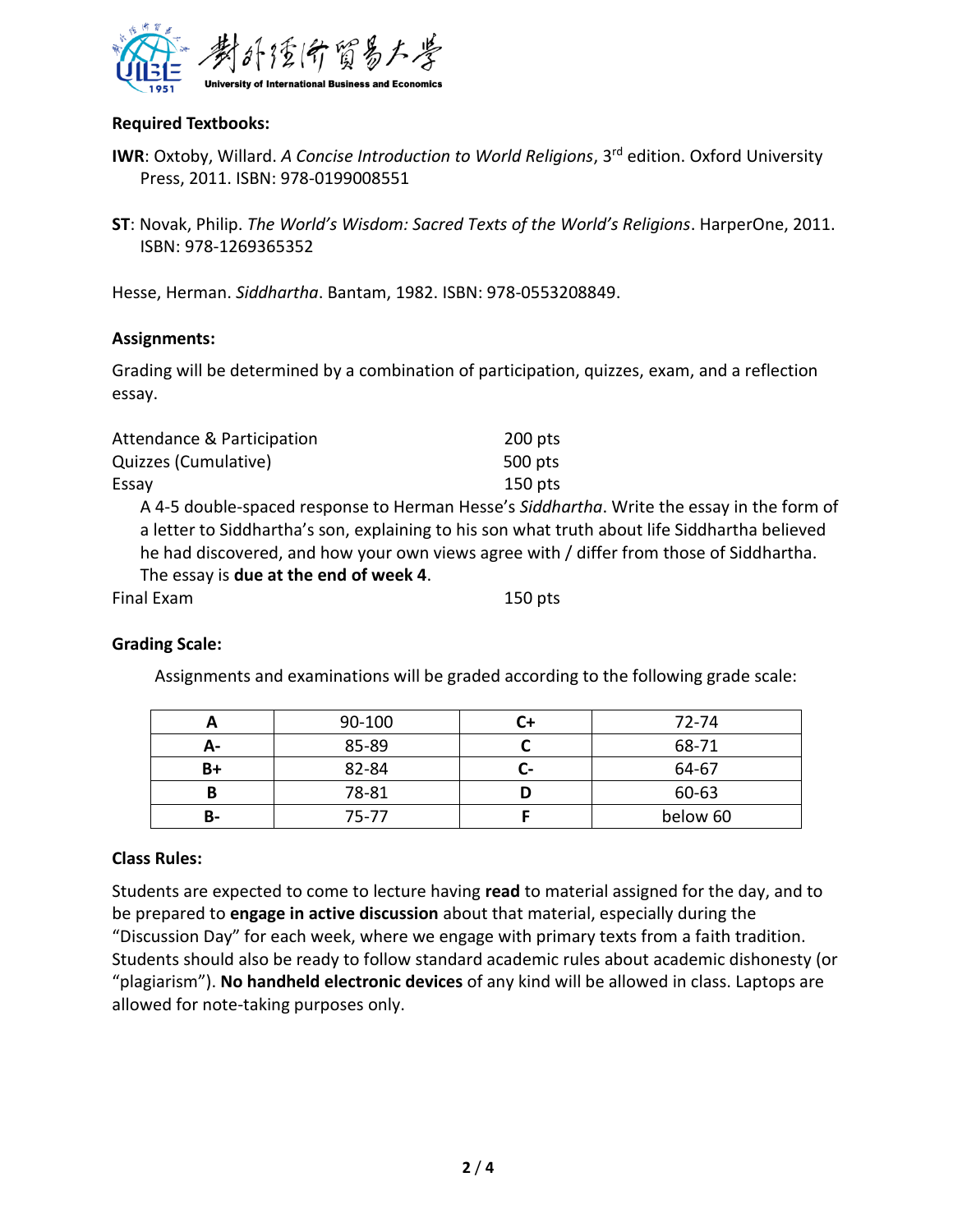**Required Textbooks:**

**IWR**: Oxtoby, Willard. *A Concise Introduction to World Religions*, 3rd edition. Oxford University Press, 2011. ISBN: 978-0199008551

**ST**: Novak, Philip. *The World's Wisdom: Sacred Texts of the World's Religions*. HarperOne, 2011. ISBN: 978-1269365352

Hesse, Herman. *Siddhartha*. Bantam, 1982. ISBN: 978-0553208849.

**Assignments:**

Grading will be determined by a combination of participation, quizzes, exam, and a reflection essay.

Attendance & Participation — 200 pts

Quizzes (Cumulative) — 500 pts

Essay — 150 pts

A 4-5 double-spaced response to Herman Hesse's *Siddhartha*. Write the essay in the form of a letter to Siddhartha's son, explaining to his son what truth about life Siddhartha believed he had discovered, and how your own views agree with / differ from those of Siddhartha. The essay is **due at the end of week 4**.

Final Exam — 150 pts

**Grading Scale:**

Assignments and examinations will be graded according to the following grade scale:

| **A** | 90-100 | **C+** | 72-74 |
|---|---|---|---|
| **A-** | 85-89 | **C** | 68-71 |
| **B+** | 82-84 | **C-** | 64-67 |
| **B** | 78-81 | **D** | 60-63 |
| **B-** | 75-77 | **F** | below 60 |

**Class Rules:**

Students are expected to come to lecture having **read** to material assigned for the day, and to be prepared to **engage in active discussion** about that material, especially during the "Discussion Day" for each week, where we engage with primary texts from a faith tradition. Students should also be ready to follow standard academic rules about academic dishonesty (or "plagiarism"). **No handheld electronic devices** of any kind will be allowed in class. Laptops are allowed for note-taking purposes only.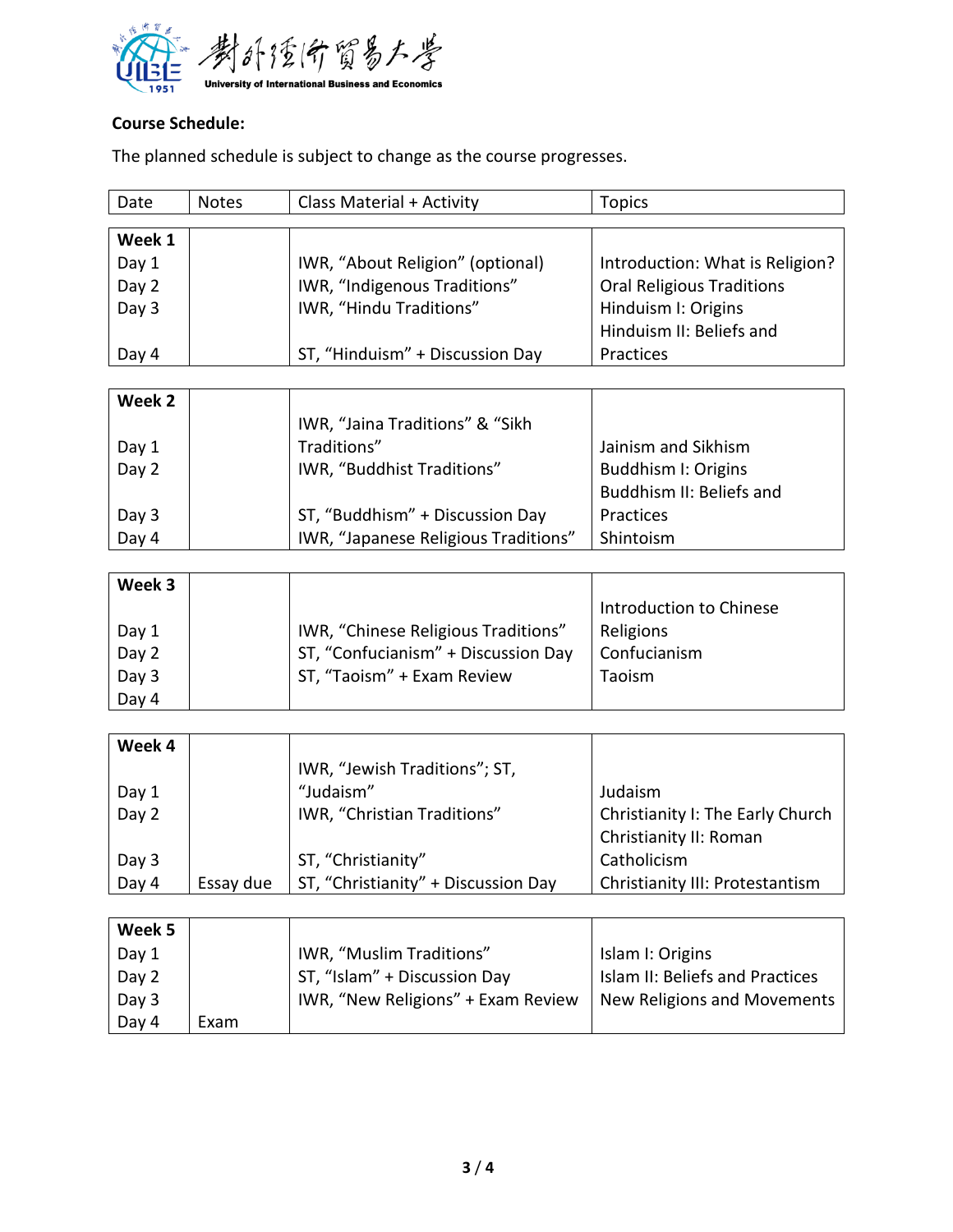**Course Schedule:**

The planned schedule is subject to change as the course progresses.

| Date | Notes | Class Material + Activity | Topics |
|---|---|---|---|
| **Week 1** | | | |
| Day 1 | | IWR, “About Religion” (optional) | Introduction: What is Religion? |
| Day 2 | | IWR, “Indigenous Traditions” | Oral Religious Traditions |
| Day 3 | | IWR, “Hindu Traditions” | Hinduism I: Origins |
| Day 4 | | ST, “Hinduism” + Discussion Day | Hinduism II: Beliefs and Practices |
| **Week 2** | | | |
| Day 1 | | IWR, “Jaina Traditions” & “Sikh Traditions” | Jainism and Sikhism |
| Day 2 | | IWR, “Buddhist Traditions” | Buddhism I: Origins |
| Day 3 | | ST, “Buddhism” + Discussion Day | Buddhism II: Beliefs and Practices |
| Day 4 | | IWR, “Japanese Religious Traditions” | Shintoism |
| **Week 3** | | | |
| Day 1 | | IWR, “Chinese Religious Traditions” | Introduction to Chinese Religions |
| Day 2 | | ST, “Confucianism” + Discussion Day | Confucianism |
| Day 3 | | ST, “Taoism” + Exam Review | Taoism |
| Day 4 | | | |
| **Week 4** | | | |
| Day 1 | | IWR, “Jewish Traditions”; ST, “Judaism” | Judaism |
| Day 2 | | IWR, “Christian Traditions” | Christianity I: The Early Church |
| Day 3 | | ST, “Christianity” | Christianity II: Roman Catholicism |
| Day 4 | Essay due | ST, “Christianity” + Discussion Day | Christianity III: Protestantism |
| **Week 5** | | | |
| Day 1 | | IWR, “Muslim Traditions” | Islam I: Origins |
| Day 2 | | ST, “Islam” + Discussion Day | Islam II: Beliefs and Practices |
| Day 3 | | IWR, “New Religions” + Exam Review | New Religions and Movements |
| Day 4 | Exam | | |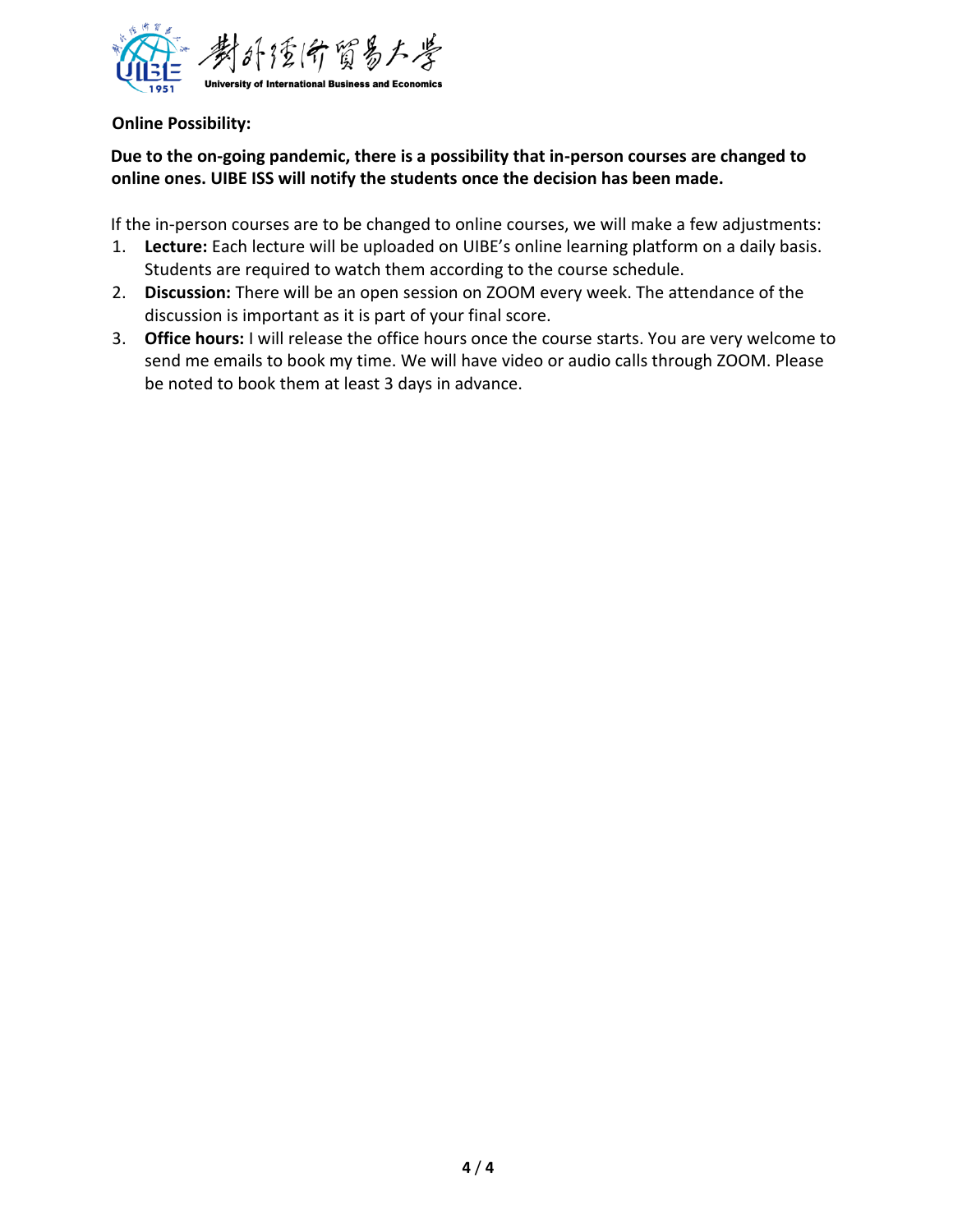**Online Possibility:**

**Due to the on-going pandemic, there is a possibility that in-person courses are changed to online ones. UIBE ISS will notify the students once the decision has been made.**

If the in-person courses are to be changed to online courses, we will make a few adjustments:

1. **Lecture:** Each lecture will be uploaded on UIBE's online learning platform on a daily basis. Students are required to watch them according to the course schedule.
2. **Discussion:** There will be an open session on ZOOM every week. The attendance of the discussion is important as it is part of your final score.
3. **Office hours:** I will release the office hours once the course starts. You are very welcome to send me emails to book my time. We will have video or audio calls through ZOOM. Please be noted to book them at least 3 days in advance.